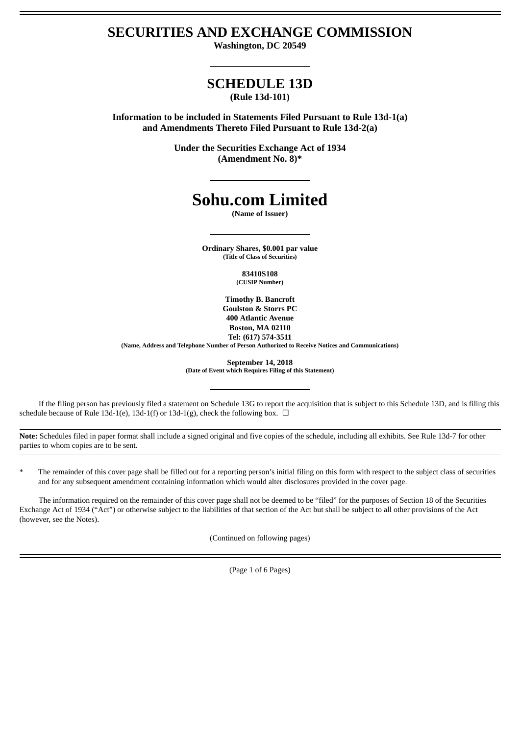# SECURITIES AND EXCHANGE COMMISSION

**Washington, DC 20549**

## SCHEDULE 13D

**(Rule 13d-101)**

**Information to be included in Statements Filed Pursuant to Rule 13d-1(a) and Amendments Thereto Filed Pursuant to Rule 13d-2(a)**

**Under the Securities Exchange Act of 1934**
**(Amendment No. 8)***

# Sohu.com Limited

**(Name of Issuer)**

**Ordinary Shares, $0.001 par value**
**(Title of Class of Securities)**

**83410S108**
**(CUSIP Number)**

**Timothy B. Bancroft**
**Goulston & Storrs PC**
**400 Atlantic Avenue**
**Boston, MA 02110**
**Tel: (617) 574-3511**
**(Name, Address and Telephone Number of Person Authorized to Receive Notices and Communications)**

**September 14, 2018**
**(Date of Event which Requires Filing of this Statement)**

If the filing person has previously filed a statement on Schedule 13G to report the acquisition that is subject to this Schedule 13D, and is filing this schedule because of Rule 13d-1(e), 13d-1(f) or 13d-1(g), check the following box. ☐

**Note:** Schedules filed in paper format shall include a signed original and five copies of the schedule, including all exhibits. See Rule 13d-7 for other parties to whom copies are to be sent.

\* The remainder of this cover page shall be filled out for a reporting person's initial filing on this form with respect to the subject class of securities and for any subsequent amendment containing information which would alter disclosures provided in the cover page.

The information required on the remainder of this cover page shall not be deemed to be "filed" for the purposes of Section 18 of the Securities Exchange Act of 1934 ("Act") or otherwise subject to the liabilities of that section of the Act but shall be subject to all other provisions of the Act (however, see the Notes).

(Continued on following pages)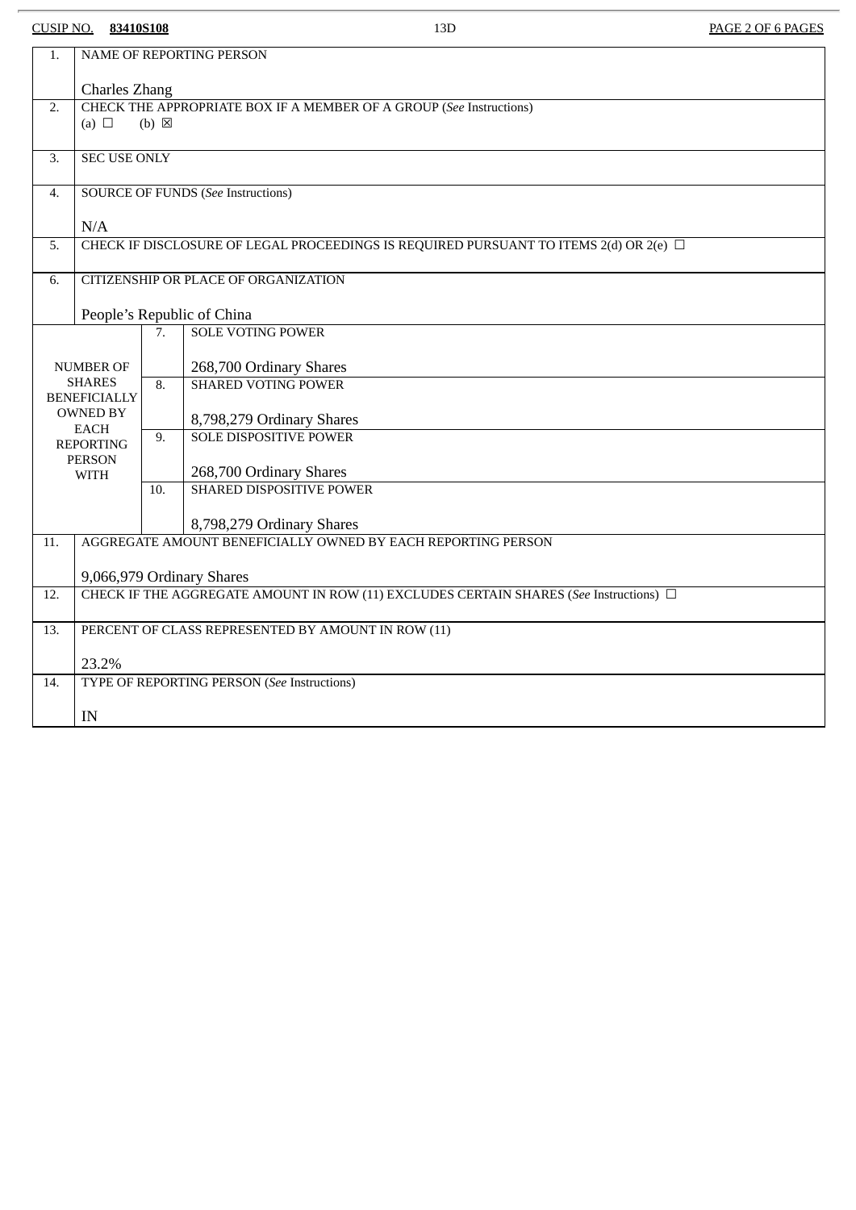CUSIP NO. **83410S108** 13D

| | | | |
|---|---|---|---|
| 1. | NAME OF REPORTING PERSON<br><br>Charles Zhang | | |
| 2. | CHECK THE APPROPRIATE BOX IF A MEMBER OF A GROUP (*See* Instructions)<br>(a) ☐ (b) ☒ | | |
| 3. | SEC USE ONLY | | |
| 4. | SOURCE OF FUNDS (*See* Instructions)<br><br>N/A | | |
| 5. | CHECK IF DISCLOSURE OF LEGAL PROCEEDINGS IS REQUIRED PURSUANT TO ITEMS 2(d) OR 2(e) ☐ | | |
| 6. | CITIZENSHIP OR PLACE OF ORGANIZATION<br><br>People's Republic of China | | |
| NUMBER OF SHARES BENEFICIALLY OWNED BY EACH REPORTING PERSON WITH | | 7. | SOLE VOTING POWER<br><br>268,700 Ordinary Shares |
| | | 8. | SHARED VOTING POWER<br><br>8,798,279 Ordinary Shares |
| | | 9. | SOLE DISPOSITIVE POWER<br><br>268,700 Ordinary Shares |
| | | 10. | SHARED DISPOSITIVE POWER<br><br>8,798,279 Ordinary Shares |
| 11. | AGGREGATE AMOUNT BENEFICIALLY OWNED BY EACH REPORTING PERSON<br><br>9,066,979 Ordinary Shares | | |
| 12. | CHECK IF THE AGGREGATE AMOUNT IN ROW (11) EXCLUDES CERTAIN SHARES (*See* Instructions) ☐ | | |
| 13. | PERCENT OF CLASS REPRESENTED BY AMOUNT IN ROW (11)<br><br>23.2% | | |
| 14. | TYPE OF REPORTING PERSON (*See* Instructions)<br><br>IN | | |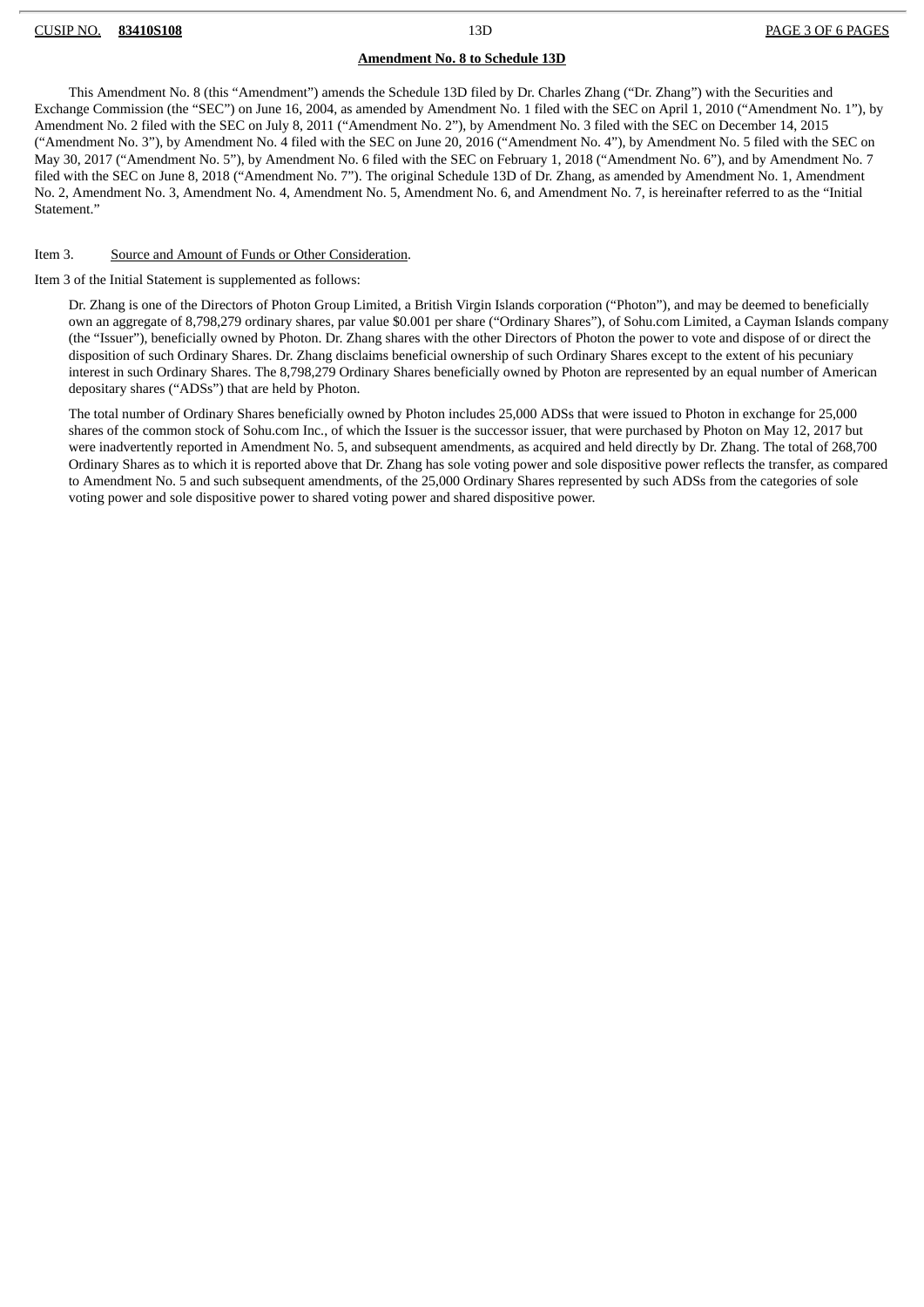## Amendment No. 8 to Schedule 13D

This Amendment No. 8 (this "Amendment") amends the Schedule 13D filed by Dr. Charles Zhang ("Dr. Zhang") with the Securities and Exchange Commission (the "SEC") on June 16, 2004, as amended by Amendment No. 1 filed with the SEC on April 1, 2010 ("Amendment No. 1"), by Amendment No. 2 filed with the SEC on July 8, 2011 ("Amendment No. 2"), by Amendment No. 3 filed with the SEC on December 14, 2015 ("Amendment No. 3"), by Amendment No. 4 filed with the SEC on June 20, 2016 ("Amendment No. 4"), by Amendment No. 5 filed with the SEC on May 30, 2017 ("Amendment No. 5"), by Amendment No. 6 filed with the SEC on February 1, 2018 ("Amendment No. 6"), and by Amendment No. 7 filed with the SEC on June 8, 2018 ("Amendment No. 7"). The original Schedule 13D of Dr. Zhang, as amended by Amendment No. 1, Amendment No. 2, Amendment No. 3, Amendment No. 4, Amendment No. 5, Amendment No. 6, and Amendment No. 7, is hereinafter referred to as the "Initial Statement."

Item 3. Source and Amount of Funds or Other Consideration.

Item 3 of the Initial Statement is supplemented as follows:

Dr. Zhang is one of the Directors of Photon Group Limited, a British Virgin Islands corporation ("Photon"), and may be deemed to beneficially own an aggregate of 8,798,279 ordinary shares, par value $0.001 per share ("Ordinary Shares"), of Sohu.com Limited, a Cayman Islands company (the "Issuer"), beneficially owned by Photon. Dr. Zhang shares with the other Directors of Photon the power to vote and dispose of or direct the disposition of such Ordinary Shares. Dr. Zhang disclaims beneficial ownership of such Ordinary Shares except to the extent of his pecuniary interest in such Ordinary Shares. The 8,798,279 Ordinary Shares beneficially owned by Photon are represented by an equal number of American depositary shares ("ADSs") that are held by Photon.

The total number of Ordinary Shares beneficially owned by Photon includes 25,000 ADSs that were issued to Photon in exchange for 25,000 shares of the common stock of Sohu.com Inc., of which the Issuer is the successor issuer, that were purchased by Photon on May 12, 2017 but were inadvertently reported in Amendment No. 5, and subsequent amendments, as acquired and held directly by Dr. Zhang. The total of 268,700 Ordinary Shares as to which it is reported above that Dr. Zhang has sole voting power and sole dispositive power reflects the transfer, as compared to Amendment No. 5 and such subsequent amendments, of the 25,000 Ordinary Shares represented by such ADSs from the categories of sole voting power and sole dispositive power to shared voting power and shared dispositive power.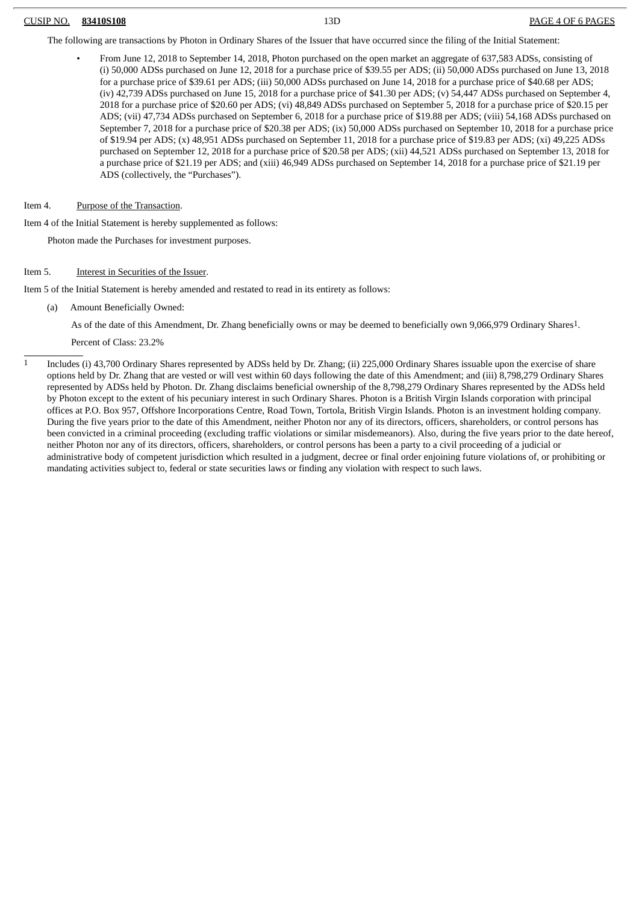The following are transactions by Photon in Ordinary Shares of the Issuer that have occurred since the filing of the Initial Statement:

- From June 12, 2018 to September 14, 2018, Photon purchased on the open market an aggregate of 637,583 ADSs, consisting of (i) 50,000 ADSs purchased on June 12, 2018 for a purchase price of $39.55 per ADS; (ii) 50,000 ADSs purchased on June 13, 2018 for a purchase price of $39.61 per ADS; (iii) 50,000 ADSs purchased on June 14, 2018 for a purchase price of $40.68 per ADS; (iv) 42,739 ADSs purchased on June 15, 2018 for a purchase price of $41.30 per ADS; (v) 54,447 ADSs purchased on September 4, 2018 for a purchase price of $20.60 per ADS; (vi) 48,849 ADSs purchased on September 5, 2018 for a purchase price of $20.15 per ADS; (vii) 47,734 ADSs purchased on September 6, 2018 for a purchase price of $19.88 per ADS; (viii) 54,168 ADSs purchased on September 7, 2018 for a purchase price of $20.38 per ADS; (ix) 50,000 ADSs purchased on September 10, 2018 for a purchase price of $19.94 per ADS; (x) 48,951 ADSs purchased on September 11, 2018 for a purchase price of $19.83 per ADS; (xi) 49,225 ADSs purchased on September 12, 2018 for a purchase price of $20.58 per ADS; (xii) 44,521 ADSs purchased on September 13, 2018 for a purchase price of $21.19 per ADS; and (xiii) 46,949 ADSs purchased on September 14, 2018 for a purchase price of $21.19 per ADS (collectively, the "Purchases").

Item 4. Purpose of the Transaction.

Item 4 of the Initial Statement is hereby supplemented as follows:

Photon made the Purchases for investment purposes.

Item 5. Interest in Securities of the Issuer.

Item 5 of the Initial Statement is hereby amended and restated to read in its entirety as follows:

(a) Amount Beneficially Owned:

As of the date of this Amendment, Dr. Zhang beneficially owns or may be deemed to beneficially own 9,066,979 Ordinary Shares[1].

Percent of Class: 23.2%

---

[1] Includes (i) 43,700 Ordinary Shares represented by ADSs held by Dr. Zhang; (ii) 225,000 Ordinary Shares issuable upon the exercise of share options held by Dr. Zhang that are vested or will vest within 60 days following the date of this Amendment; and (iii) 8,798,279 Ordinary Shares represented by ADSs held by Photon. Dr. Zhang disclaims beneficial ownership of the 8,798,279 Ordinary Shares represented by the ADSs held by Photon except to the extent of his pecuniary interest in such Ordinary Shares. Photon is a British Virgin Islands corporation with principal offices at P.O. Box 957, Offshore Incorporations Centre, Road Town, Tortola, British Virgin Islands. Photon is an investment holding company. During the five years prior to the date of this Amendment, neither Photon nor any of its directors, officers, shareholders, or control persons has been convicted in a criminal proceeding (excluding traffic violations or similar misdemeanors). Also, during the five years prior to the date hereof, neither Photon nor any of its directors, officers, shareholders, or control persons has been a party to a civil proceeding of a judicial or administrative body of competent jurisdiction which resulted in a judgment, decree or final order enjoining future violations of, or prohibiting or mandating activities subject to, federal or state securities laws or finding any violation with respect to such laws.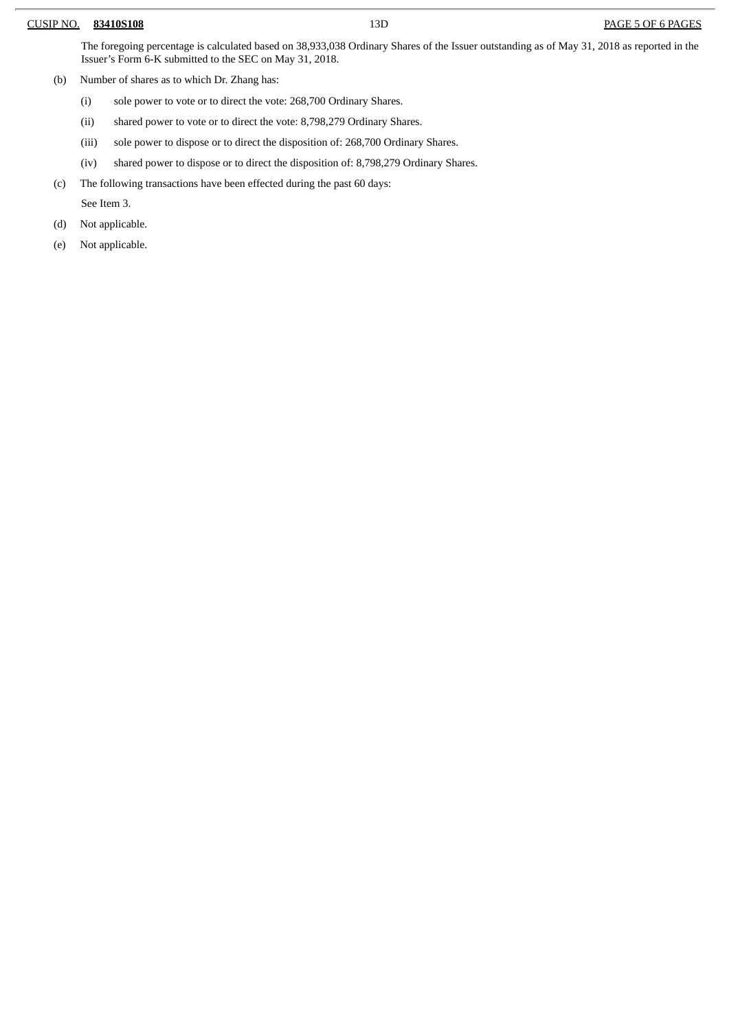The foregoing percentage is calculated based on 38,933,038 Ordinary Shares of the Issuer outstanding as of May 31, 2018 as reported in the Issuer's Form 6-K submitted to the SEC on May 31, 2018.

(b) Number of shares as to which Dr. Zhang has:

(i) sole power to vote or to direct the vote: 268,700 Ordinary Shares.

(ii) shared power to vote or to direct the vote: 8,798,279 Ordinary Shares.

(iii) sole power to dispose or to direct the disposition of: 268,700 Ordinary Shares.

(iv) shared power to dispose or to direct the disposition of: 8,798,279 Ordinary Shares.

(c) The following transactions have been effected during the past 60 days:

See Item 3.

(d) Not applicable.

(e) Not applicable.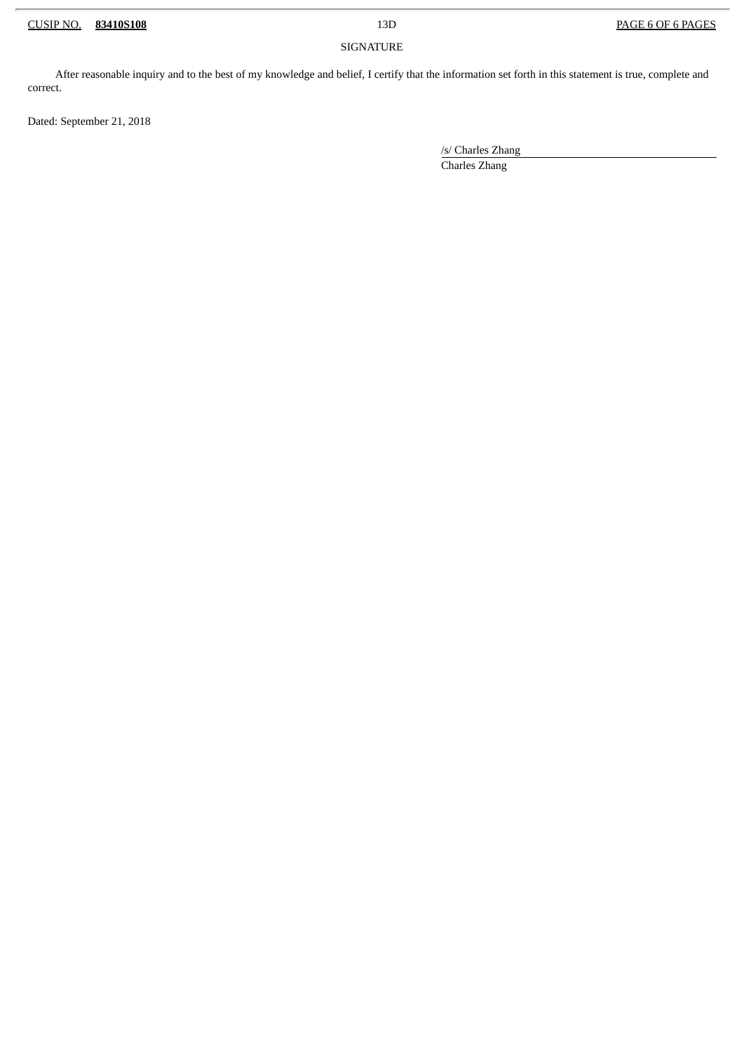SIGNATURE

After reasonable inquiry and to the best of my knowledge and belief, I certify that the information set forth in this statement is true, complete and correct.

Dated: September 21, 2018

/s/ Charles Zhang

Charles Zhang